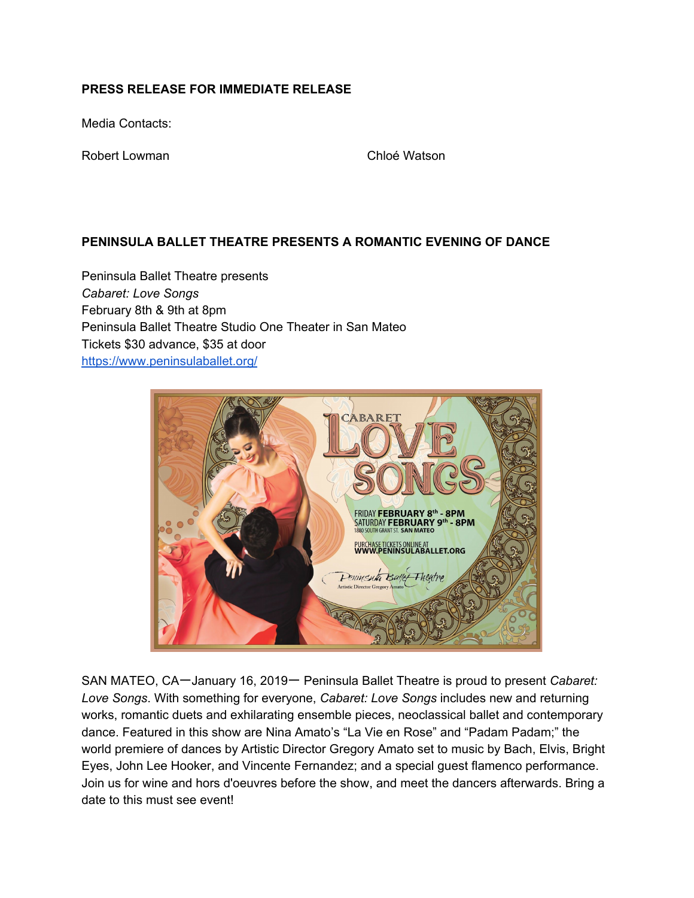**PRESS RELEASE FOR IMMEDIATE RELEASE**

Media Contacts:

Robert Lowman

Chloé Watson

**PENINSULA BALLET THEATRE PRESENTS A ROMANTIC EVENING OF DANCE**

Peninsula Ballet Theatre presents
*Cabaret: Love Songs*
February 8th & 9th at 8pm
Peninsula Ballet Theatre Studio One Theater in San Mateo
Tickets $30 advance, $35 at door
[https://www.peninsulaballet.org/](https://www.peninsulaballet.org/)

SAN MATEO, CA—January 16, 2019— Peninsula Ballet Theatre is proud to present *Cabaret: Love Songs*. With something for everyone, *Cabaret: Love Songs* includes new and returning works, romantic duets and exhilarating ensemble pieces, neoclassical ballet and contemporary dance. Featured in this show are Nina Amato's "La Vie en Rose" and "Padam Padam;" the world premiere of dances by Artistic Director Gregory Amato set to music by Bach, Elvis, Bright Eyes, John Lee Hooker, and Vincente Fernandez; and a special guest flamenco performance. Join us for wine and hors d'oeuvres before the show, and meet the dancers afterwards. Bring a date to this must see event!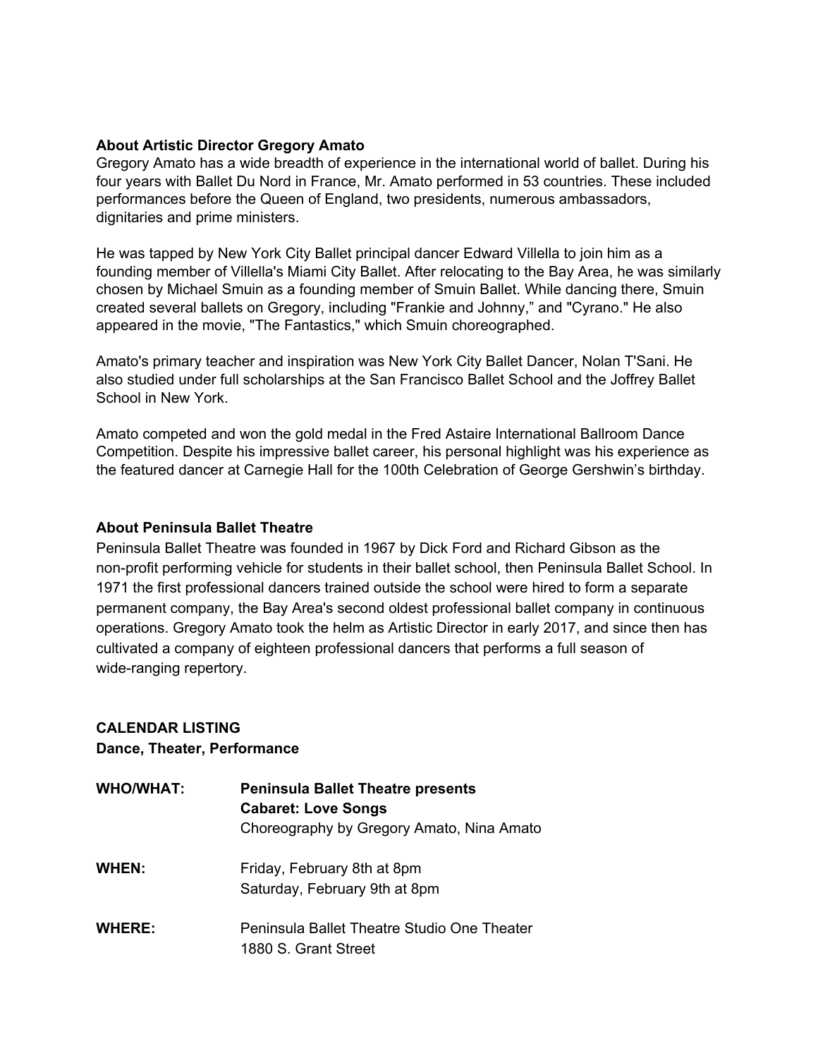**About Artistic Director Gregory Amato**
Gregory Amato has a wide breadth of experience in the international world of ballet. During his four years with Ballet Du Nord in France, Mr. Amato performed in 53 countries. These included performances before the Queen of England, two presidents, numerous ambassadors, dignitaries and prime ministers.

He was tapped by New York City Ballet principal dancer Edward Villella to join him as a founding member of Villella's Miami City Ballet. After relocating to the Bay Area, he was similarly chosen by Michael Smuin as a founding member of Smuin Ballet. While dancing there, Smuin created several ballets on Gregory, including "Frankie and Johnny," and "Cyrano." He also appeared in the movie, "The Fantastics," which Smuin choreographed.

Amato's primary teacher and inspiration was New York City Ballet Dancer, Nolan T'Sani. He also studied under full scholarships at the San Francisco Ballet School and the Joffrey Ballet School in New York.

Amato competed and won the gold medal in the Fred Astaire International Ballroom Dance Competition. Despite his impressive ballet career, his personal highlight was his experience as the featured dancer at Carnegie Hall for the 100th Celebration of George Gershwin's birthday.

**About Peninsula Ballet Theatre**
Peninsula Ballet Theatre was founded in 1967 by Dick Ford and Richard Gibson as the non-profit performing vehicle for students in their ballet school, then Peninsula Ballet School. In 1971 the first professional dancers trained outside the school were hired to form a separate permanent company, the Bay Area's second oldest professional ballet company in continuous operations. Gregory Amato took the helm as Artistic Director in early 2017, and since then has cultivated a company of eighteen professional dancers that performs a full season of wide-ranging repertory.

**CALENDAR LISTING**
**Dance, Theater, Performance**

**WHO/WHAT:** **Peninsula Ballet Theatre presents**
**Cabaret: Love Songs**
Choreography by Gregory Amato, Nina Amato

**WHEN:** Friday, February 8th at 8pm
Saturday, February 9th at 8pm

**WHERE:** Peninsula Ballet Theatre Studio One Theater
1880 S. Grant Street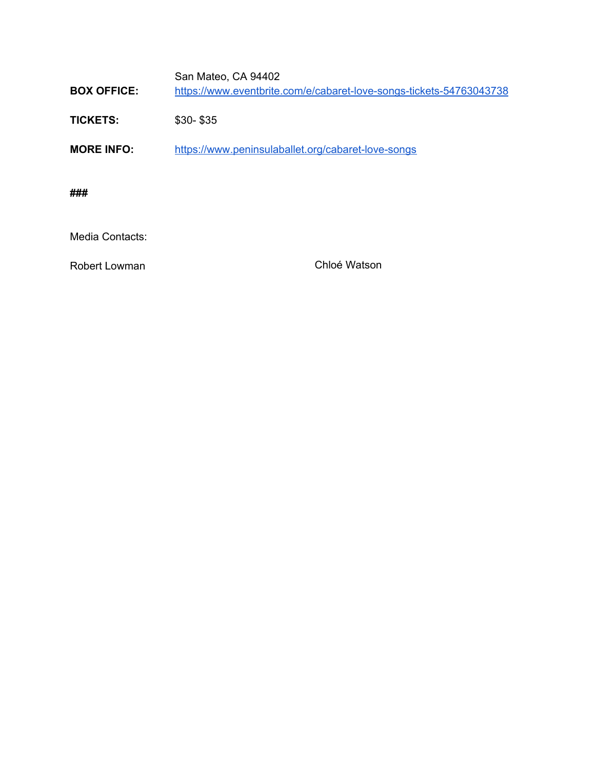| | |
|---|---|
| | San Mateo, CA 94402 |
| **BOX OFFICE:** | https://www.eventbrite.com/e/cabaret-love-songs-tickets-54763043738 |
| **TICKETS:** | $30- $35 |
| **MORE INFO:** | https://www.peninsulaballet.org/cabaret-love-songs |

**###**

Media Contacts:

Robert Lowman

Chloé Watson